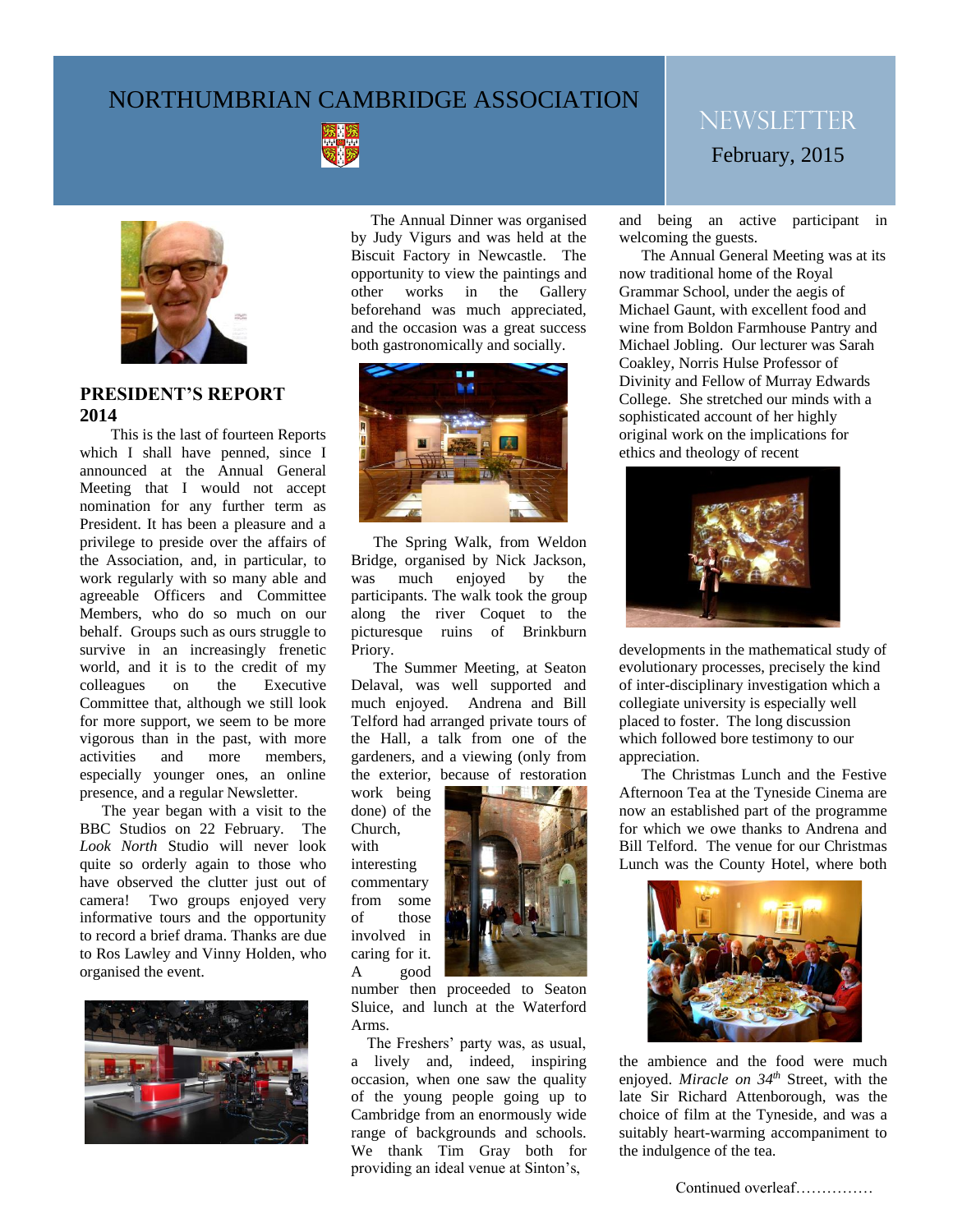# NORTHUMBRIAN CAMBRIDGE ASSOCIATION

## NEWSLETTER

February, 2015

## PRESIDENT'S REPORT 2014

This is the last of fourteen Reports which I shall have penned, since I announced at the Annual General Meeting that I would not accept nomination for any further term as President. It has been a pleasure and a privilege to preside over the affairs of the Association, and, in particular, to work regularly with so many able and agreeable Officers and Committee Members, who do so much on our behalf. Groups such as ours struggle to survive in an increasingly frenetic world, and it is to the credit of my colleagues on the Executive Committee that, although we still look for more support, we seem to be more vigorous than in the past, with more activities and more members, especially younger ones, an online presence, and a regular Newsletter.

The year began with a visit to the BBC Studios on 22 February. The *Look North* Studio will never look quite so orderly again to those who have observed the clutter just out of camera! Two groups enjoyed very informative tours and the opportunity to record a brief drama. Thanks are due to Ros Lawley and Vinny Holden, who organised the event.

The Annual Dinner was organised by Judy Vigurs and was held at the Biscuit Factory in Newcastle. The opportunity to view the paintings and other works in the Gallery beforehand was much appreciated, and the occasion was a great success both gastronomically and socially.

The Spring Walk, from Weldon Bridge, organised by Nick Jackson, was much enjoyed by the participants. The walk took the group along the river Coquet to the picturesque ruins of Brinkburn Priory.

The Summer Meeting, at Seaton Delaval, was well supported and much enjoyed. Andrena and Bill Telford had arranged private tours of the Hall, a talk from one of the gardeners, and a viewing (only from the exterior, because of restoration work being done) of the Church, with interesting commentary from some of those involved in caring for it. A good number then proceeded to Seaton Sluice, and lunch at the Waterford Arms.

The Freshers' party was, as usual, a lively and, indeed, inspiring occasion, when one saw the quality of the young people going up to Cambridge from an enormously wide range of backgrounds and schools. We thank Tim Gray both for providing an ideal venue at Sinton's, and being an active participant in welcoming the guests.

The Annual General Meeting was at its now traditional home of the Royal Grammar School, under the aegis of Michael Gaunt, with excellent food and wine from Boldon Farmhouse Pantry and Michael Jobling. Our lecturer was Sarah Coakley, Norris Hulse Professor of Divinity and Fellow of Murray Edwards College. She stretched our minds with a sophisticated account of her highly original work on the implications for ethics and theology of recent developments in the mathematical study of evolutionary processes, precisely the kind of inter-disciplinary investigation which a collegiate university is especially well placed to foster. The long discussion which followed bore testimony to our appreciation.

The Christmas Lunch and the Festive Afternoon Tea at the Tyneside Cinema are now an established part of the programme for which we owe thanks to Andrena and Bill Telford. The venue for our Christmas Lunch was the County Hotel, where both the ambience and the food were much enjoyed. *Miracle on 34th Street*, with the late Sir Richard Attenborough, was the choice of film at the Tyneside, and was a suitably heart-warming accompaniment to the indulgence of the tea.

Continued overleaf……………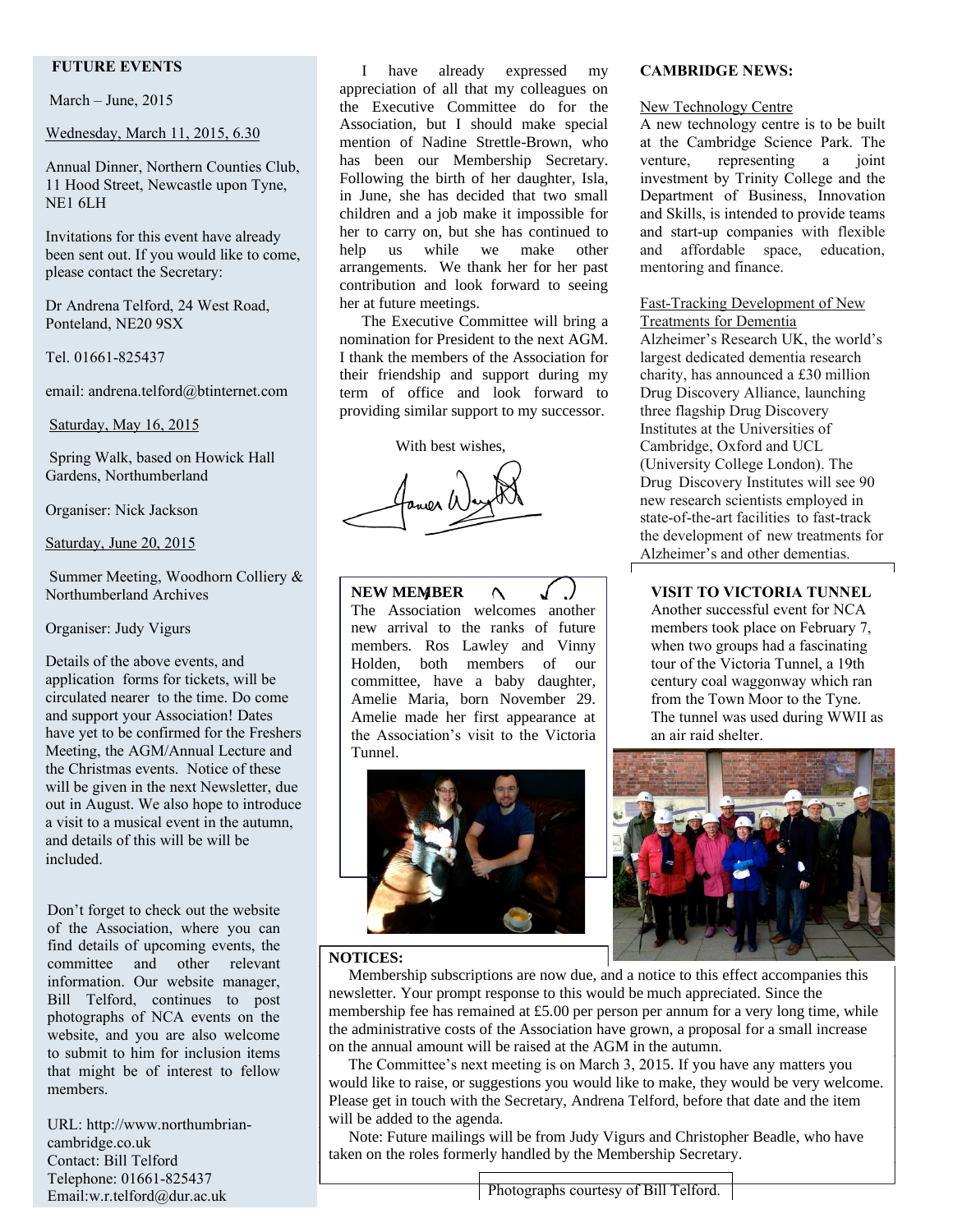## FUTURE EVENTS

March – June, 2015

Wednesday, March 11, 2015, 6.30

Annual Dinner, Northern Counties Club, 11 Hood Street, Newcastle upon Tyne, NE1 6LH

Invitations for this event have already been sent out. If you would like to come, please contact the Secretary:

Dr Andrena Telford, 24 West Road, Ponteland, NE20 9SX

Tel. 01661-825437

email: andrena.telford@btinternet.com

Saturday, May 16, 2015

Spring Walk, based on Howick Hall Gardens, Northumberland

Organiser: Nick Jackson

Saturday, June 20, 2015

Summer Meeting, Woodhorn Colliery & Northumberland Archives

Organiser: Judy Vigurs

Details of the above events, and application forms for tickets, will be circulated nearer to the time. Do come and support your Association! Dates have yet to be confirmed for the Freshers Meeting, the AGM/Annual Lecture and the Christmas events. Notice of these will be given in the next Newsletter, due out in August. We also hope to introduce a visit to a musical event in the autumn, and details of this will be will be included.

Don't forget to check out the website of the Association, where you can find details of upcoming events, the committee and other relevant information. Our website manager, Bill Telford, continues to post photographs of NCA events on the website, and you are also welcome to submit to him for inclusion items that might be of interest to fellow members.

URL: http://www.northumbrian-cambridge.co.uk
Contact: Bill Telford
Telephone: 01661-825437
Email:w.r.telford@dur.ac.uk

I have already expressed my appreciation of all that my colleagues on the Executive Committee do for the Association, but I should make special mention of Nadine Strettle-Brown, who has been our Membership Secretary. Following the birth of her daughter, Isla, in June, she has decided that two small children and a job make it impossible for her to carry on, but she has continued to help us while we make other arrangements. We thank her for her past contribution and look forward to seeing her at future meetings.

The Executive Committee will bring a nomination for President to the next AGM. I thank the members of the Association for their friendship and support during my term of office and look forward to providing similar support to my successor.

With best wishes,

James Wright

## NEW MEMBER

The Association welcomes another new arrival to the ranks of future members. Ros Lawley and Vinny Holden, both members of our committee, have a baby daughter, Amelie Maria, born November 29. Amelie made her first appearance at the Association's visit to the Victoria Tunnel.

## CAMBRIDGE NEWS:

New Technology Centre

A new technology centre is to be built at the Cambridge Science Park. The venture, representing a joint investment by Trinity College and the Department of Business, Innovation and Skills, is intended to provide teams and start-up companies with flexible and affordable space, education, mentoring and finance.

Fast-Tracking Development of New Treatments for Dementia

Alzheimer's Research UK, the world's largest dedicated dementia research charity, has announced a £30 million Drug Discovery Alliance, launching three flagship Drug Discovery Institutes at the Universities of Cambridge, Oxford and UCL (University College London). The Drug Discovery Institutes will see 90 new research scientists employed in state-of-the-art facilities to fast-track the development of new treatments for Alzheimer's and other dementias.

## VISIT TO VICTORIA TUNNEL

Another successful event for NCA members took place on February 7, when two groups had a fascinating tour of the Victoria Tunnel, a 19th century coal waggonway which ran from the Town Moor to the Tyne. The tunnel was used during WWII as an air raid shelter.

## NOTICES:

Membership subscriptions are now due, and a notice to this effect accompanies this newsletter. Your prompt response to this would be much appreciated. Since the membership fee has remained at £5.00 per person per annum for a very long time, while the administrative costs of the Association have grown, a proposal for a small increase on the annual amount will be raised at the AGM in the autumn.

The Committee's next meeting is on March 3, 2015. If you have any matters you would like to raise, or suggestions you would like to make, they would be very welcome. Please get in touch with the Secretary, Andrena Telford, before that date and the item will be added to the agenda.

Note: Future mailings will be from Judy Vigurs and Christopher Beadle, who have taken on the roles formerly handled by the Membership Secretary.

Photographs courtesy of Bill Telford.